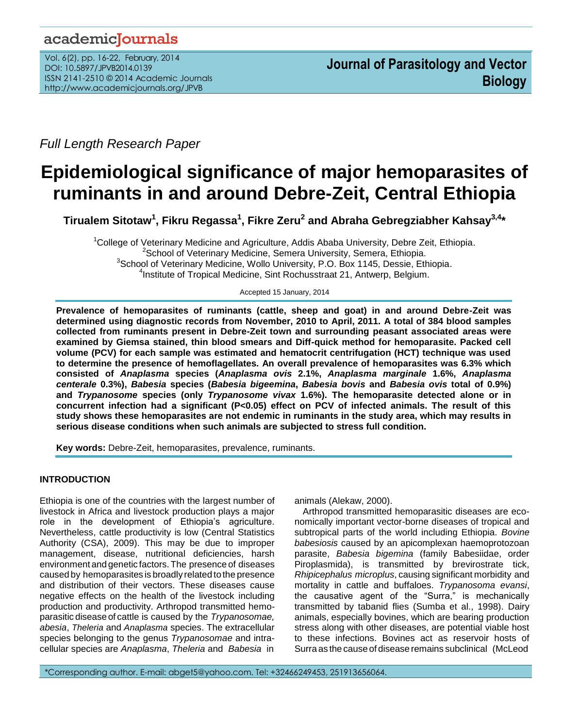Full Length Research Paper

# Epidemiological significance of major hemoparasites of ruminants in and around Debre-Zeit, Central Ethiopia

**Tirualem Sitotaw[1], Fikru Regassa[1], Fikre Zeru[2] and Abraha Gebregziabher Kahsay[3,4]***

[1]College of Veterinary Medicine and Agriculture, Addis Ababa University, Debre Zeit, Ethiopia.
[2]School of Veterinary Medicine, Semera University, Semera, Ethiopia.
[3]School of Veterinary Medicine, Wollo University, P.O. Box 1145, Dessie, Ethiopia.
[4]Institute of Tropical Medicine, Sint Rochusstraat 21, Antwerp, Belgium.

Accepted 15 January, 2014

**Prevalence of hemoparasites of ruminants (cattle, sheep and goat) in and around Debre-Zeit was determined using diagnostic records from November, 2010 to April, 2011. A total of 384 blood samples collected from ruminants present in Debre-Zeit town and surrounding peasant associated areas were examined by Giemsa stained, thin blood smears and Diff-quick method for hemoparasite. Packed cell volume (PCV) for each sample was estimated and hematocrit centrifugation (HCT) technique was used to determine the presence of hemoflagellates. An overall prevalence of hemoparasites was 6.3% which consisted of *Anaplasma* species (*Anaplasma ovis* 2.1%, *Anaplasma marginale* 1.6%, *Anaplasma centerale* 0.3%), *Babesia* species (*Babesia bigeemina*, *Babesia bovis* and *Babesia ovis* total of 0.9%) and *Trypanosome* species (only *Trypanosome vivax* 1.6%). The hemoparasite detected alone or in concurrent infection had a significant (P<0.05) effect on PCV of infected animals. The result of this study shows these hemoparasites are not endemic in ruminants in the study area, which may results in serious disease conditions when such animals are subjected to stress full condition.**

**Key words:** Debre-Zeit, hemoparasites, prevalence, ruminants.

## INTRODUCTION

Ethiopia is one of the countries with the largest number of livestock in Africa and livestock production plays a major role in the development of Ethiopia's agriculture. Nevertheless, cattle productivity is low (Central Statistics Authority (CSA), 2009). This may be due to improper management, disease, nutritional deficiencies, harsh environment and genetic factors. The presence of diseases caused by hemoparasites is broadly related to the presence and distribution of their vectors. These diseases cause negative effects on the health of the livestock including production and productivity. Arthropod transmitted hemoparasitic disease of cattle is caused by the *Trypanosomae, abesia*, *Theleria* and *Anaplasma* species. The extracellular species belonging to the genus *Trypanosomae* and intracellular species are *Anaplasma*, *Theleria* and *Babesia* in animals (Alekaw, 2000).

Arthropod transmitted hemoparasitic diseases are economically important vector-borne diseases of tropical and subtropical parts of the world including Ethiopia. *Bovine babesiosis* caused by an apicomplexan haemoprotozoan parasite, *Babesia bigemina* (family Babesiidae, order Piroplasmida), is transmitted by brevirostrate tick, *Rhipicephalus microplus*, causing significant morbidity and mortality in cattle and buffaloes. *Trypanosoma evansi*, the causative agent of the "Surra," is mechanically transmitted by tabanid flies (Sumba et al., 1998). Dairy animals, especially bovines, which are bearing production stress along with other diseases, are potential viable host to these infections. Bovines act as reservoir hosts of Surra as the cause of disease remains subclinical (McLeod

*Corresponding author. E-mail: abget5@yahoo.com. Tel: +32466249453, 251913656064.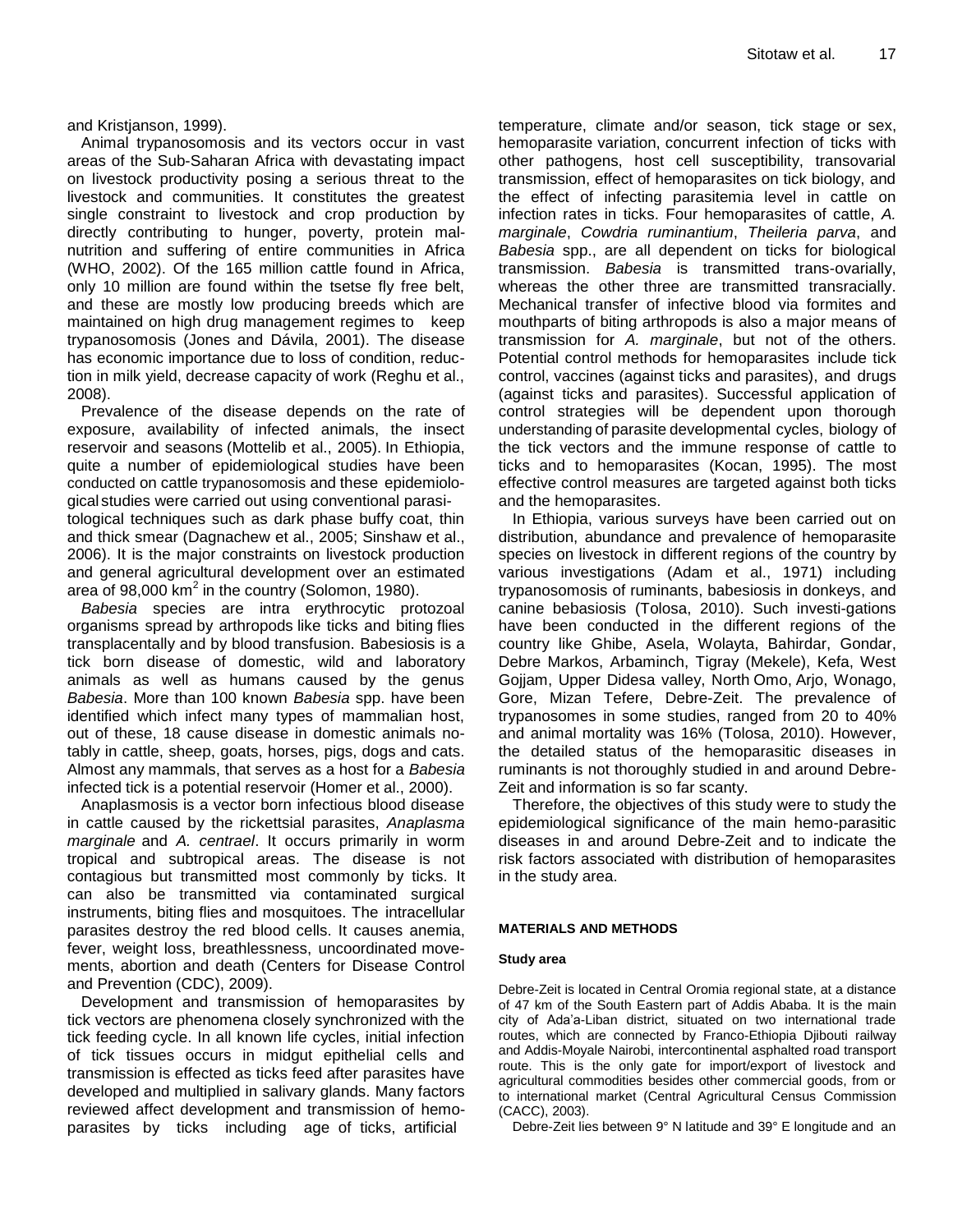and Kristjanson, 1999).

Animal trypanosomosis and its vectors occur in vast areas of the Sub-Saharan Africa with devastating impact on livestock productivity posing a serious threat to the livestock and communities. It constitutes the greatest single constraint to livestock and crop production by directly contributing to hunger, poverty, protein malnutrition and suffering of entire communities in Africa (WHO, 2002). Of the 165 million cattle found in Africa, only 10 million are found within the tsetse fly free belt, and these are mostly low producing breeds which are maintained on high drug management regimes to keep trypanosomosis (Jones and Dávila, 2001). The disease has economic importance due to loss of condition, reduction in milk yield, decrease capacity of work (Reghu et al., 2008).

Prevalence of the disease depends on the rate of exposure, availability of infected animals, the insect reservoir and seasons (Mottelib et al., 2005). In Ethiopia, quite a number of epidemiological studies have been conducted on cattle trypanosomosis and these epidemiological studies were carried out using conventional parasitological techniques such as dark phase buffy coat, thin and thick smear (Dagnachew et al., 2005; Sinshaw et al., 2006). It is the major constraints on livestock production and general agricultural development over an estimated area of 98,000 km$^2$ in the country (Solomon, 1980).

*Babesia* species are intra erythrocytic protozoal organisms spread by arthropods like ticks and biting flies transplacentally and by blood transfusion. Babesiosis is a tick born disease of domestic, wild and laboratory animals as well as humans caused by the genus *Babesia*. More than 100 known *Babesia* spp. have been identified which infect many types of mammalian host, out of these, 18 cause disease in domestic animals notably in cattle, sheep, goats, horses, pigs, dogs and cats. Almost any mammals, that serves as a host for a *Babesia* infected tick is a potential reservoir (Homer et al., 2000).

Anaplasmosis is a vector born infectious blood disease in cattle caused by the rickettsial parasites, *Anaplasma marginale* and *A. centrael*. It occurs primarily in worm tropical and subtropical areas. The disease is not contagious but transmitted most commonly by ticks. It can also be transmitted via contaminated surgical instruments, biting flies and mosquitoes. The intracellular parasites destroy the red blood cells. It causes anemia, fever, weight loss, breathlessness, uncoordinated movements, abortion and death (Centers for Disease Control and Prevention (CDC), 2009).

Development and transmission of hemoparasites by tick vectors are phenomena closely synchronized with the tick feeding cycle. In all known life cycles, initial infection of tick tissues occurs in midgut epithelial cells and transmission is effected as ticks feed after parasites have developed and multiplied in salivary glands. Many factors reviewed affect development and transmission of hemoparasites by ticks including age of ticks, artificial temperature, climate and/or season, tick stage or sex, hemoparasite variation, concurrent infection of ticks with other pathogens, host cell susceptibility, transovarial transmission, effect of hemoparasites on tick biology, and the effect of infecting parasitemia level in cattle on infection rates in ticks. Four hemoparasites of cattle, *A. marginale*, *Cowdria ruminantium*, *Theileria parva*, and *Babesia* spp., are all dependent on ticks for biological transmission. *Babesia* is transmitted trans-ovarially, whereas the other three are transmitted transracially. Mechanical transfer of infective blood via formites and mouthparts of biting arthropods is also a major means of transmission for *A. marginale*, but not of the others. Potential control methods for hemoparasites include tick control, vaccines (against ticks and parasites), and drugs (against ticks and parasites). Successful application of control strategies will be dependent upon thorough understanding of parasite developmental cycles, biology of the tick vectors and the immune response of cattle to ticks and to hemoparasites (Kocan, 1995). The most effective control measures are targeted against both ticks and the hemoparasites.

In Ethiopia, various surveys have been carried out on distribution, abundance and prevalence of hemoparasite species on livestock in different regions of the country by various investigations (Adam et al., 1971) including trypanosomosis of ruminants, babesiosis in donkeys, and canine bebasiosis (Tolosa, 2010). Such investi-gations have been conducted in the different regions of the country like Ghibe, Asela, Wolayta, Bahirdar, Gondar, Debre Markos, Arbaminch, Tigray (Mekele), Kefa, West Gojjam, Upper Didesa valley, North Omo, Arjo, Wonago, Gore, Mizan Tefere, Debre-Zeit. The prevalence of trypanosomes in some studies, ranged from 20 to 40% and animal mortality was 16% (Tolosa, 2010). However, the detailed status of the hemoparasitic diseases in ruminants is not thoroughly studied in and around Debre-Zeit and information is so far scanty.

Therefore, the objectives of this study were to study the epidemiological significance of the main hemo-parasitic diseases in and around Debre-Zeit and to indicate the risk factors associated with distribution of hemoparasites in the study area.

## MATERIALS AND METHODS

### Study area

Debre-Zeit is located in Central Oromia regional state, at a distance of 47 km of the South Eastern part of Addis Ababa. It is the main city of Ada'a-Liban district, situated on two international trade routes, which are connected by Franco-Ethiopia Djibouti railway and Addis-Moyale Nairobi, intercontinental asphalted road transport route. This is the only gate for import/export of livestock and agricultural commodities besides other commercial goods, from or to international market (Central Agricultural Census Commission (CACC), 2003).

Debre-Zeit lies between 9° N latitude and 39° E longitude and an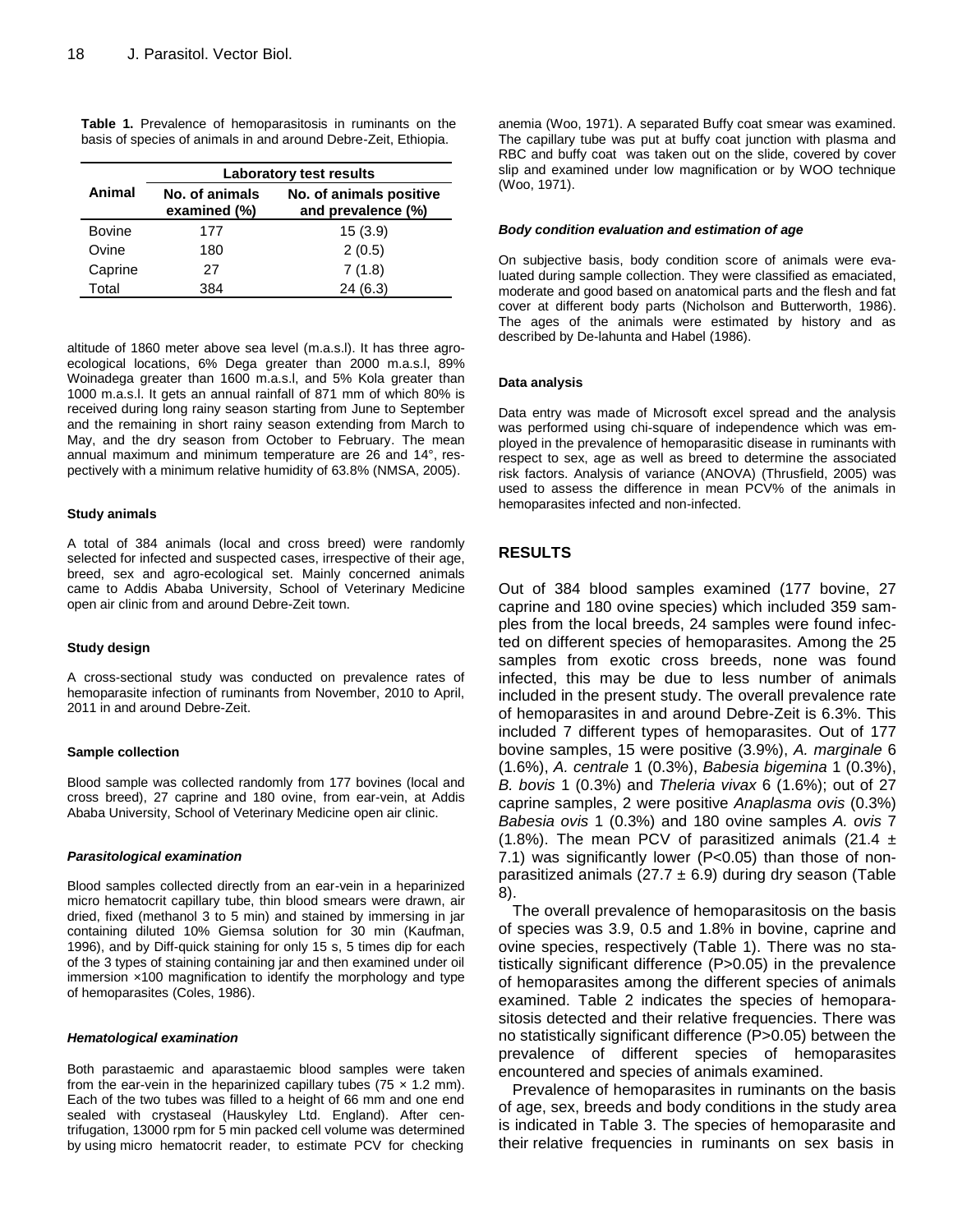**Table 1.** Prevalence of hemoparasitosis in ruminants on the basis of species of animals in and around Debre-Zeit, Ethiopia.

| Animal | Laboratory test results | |
|---|---|---|
| | No. of animals examined (%) | No. of animals positive and prevalence (%) |
| Bovine | 177 | 15 (3.9) |
| Ovine | 180 | 2 (0.5) |
| Caprine | 27 | 7 (1.8) |
| Total | 384 | 24 (6.3) |

altitude of 1860 meter above sea level (m.a.s.l). It has three agro-ecological locations, 6% Dega greater than 2000 m.a.s.l, 89% Woinadega greater than 1600 m.a.s.l, and 5% Kola greater than 1000 m.a.s.l. It gets an annual rainfall of 871 mm of which 80% is received during long rainy season starting from June to September and the remaining in short rainy season extending from March to May, and the dry season from October to February. The mean annual maximum and minimum temperature are 26 and 14°, respectively with a minimum relative humidity of 63.8% (NMSA, 2005).

#### Study animals

A total of 384 animals (local and cross breed) were randomly selected for infected and suspected cases, irrespective of their age, breed, sex and agro-ecological set. Mainly concerned animals came to Addis Ababa University, School of Veterinary Medicine open air clinic from and around Debre-Zeit town.

#### Study design

A cross-sectional study was conducted on prevalence rates of hemoparasite infection of ruminants from November, 2010 to April, 2011 in and around Debre-Zeit.

#### Sample collection

Blood sample was collected randomly from 177 bovines (local and cross breed), 27 caprine and 180 ovine, from ear-vein, at Addis Ababa University, School of Veterinary Medicine open air clinic.

#### *Parasitological examination*

Blood samples collected directly from an ear-vein in a heparinized micro hematocrit capillary tube, thin blood smears were drawn, air dried, fixed (methanol 3 to 5 min) and stained by immersing in jar containing diluted 10% Giemsa solution for 30 min (Kaufman, 1996), and by Diff-quick staining for only 15 s, 5 times dip for each of the 3 types of staining containing jar and then examined under oil immersion ×100 magnification to identify the morphology and type of hemoparasites (Coles, 1986).

#### *Hematological examination*

Both parastaemic and aparastaemic blood samples were taken from the ear-vein in the heparinized capillary tubes (75 × 1.2 mm). Each of the two tubes was filled to a height of 66 mm and one end sealed with crystaseal (Hauskyley Ltd. England). After centrifugation, 13000 rpm for 5 min packed cell volume was determined by using micro hematocrit reader, to estimate PCV for checking anemia (Woo, 1971). A separated Buffy coat smear was examined. The capillary tube was put at buffy coat junction with plasma and RBC and buffy coat was taken out on the slide, covered by cover slip and examined under low magnification or by WOO technique (Woo, 1971).

#### *Body condition evaluation and estimation of age*

On subjective basis, body condition score of animals were evaluated during sample collection. They were classified as emaciated, moderate and good based on anatomical parts and the flesh and fat cover at different body parts (Nicholson and Butterworth, 1986). The ages of the animals were estimated by history and as described by De-lahunta and Habel (1986).

#### Data analysis

Data entry was made of Microsoft excel spread and the analysis was performed using chi-square of independence which was employed in the prevalence of hemoparasitic disease in ruminants with respect to sex, age as well as breed to determine the associated risk factors. Analysis of variance (ANOVA) (Thrusfield, 2005) was used to assess the difference in mean PCV% of the animals in hemoparasites infected and non-infected.

## RESULTS

Out of 384 blood samples examined (177 bovine, 27 caprine and 180 ovine species) which included 359 samples from the local breeds, 24 samples were found infected on different species of hemoparasites. Among the 25 samples from exotic cross breeds, none was found infected, this may be due to less number of animals included in the present study. The overall prevalence rate of hemoparasites in and around Debre-Zeit is 6.3%. This included 7 different types of hemoparasites. Out of 177 bovine samples, 15 were positive (3.9%), *A. marginale* 6 (1.6%), *A. centrale* 1 (0.3%), *Babesia bigemina* 1 (0.3%), *B. bovis* 1 (0.3%) and *Theleria vivax* 6 (1.6%); out of 27 caprine samples, 2 were positive *Anaplasma ovis* (0.3%) *Babesia ovis* 1 (0.3%) and 180 ovine samples *A. ovis* 7 (1.8%). The mean PCV of parasitized animals (21.4 ± 7.1) was significantly lower (P<0.05) than those of non-parasitized animals (27.7 ± 6.9) during dry season (Table 8).

The overall prevalence of hemoparasitosis on the basis of species was 3.9, 0.5 and 1.8% in bovine, caprine and ovine species, respectively (Table 1). There was no statistically significant difference (P>0.05) in the prevalence of hemoparasites among the different species of animals examined. Table 2 indicates the species of hemoparasitosis detected and their relative frequencies. There was no statistically significant difference (P>0.05) between the prevalence of different species of hemoparasites encountered and species of animals examined.

Prevalence of hemoparasites in ruminants on the basis of age, sex, breeds and body conditions in the study area is indicated in Table 3. The species of hemoparasite and their relative frequencies in ruminants on sex basis in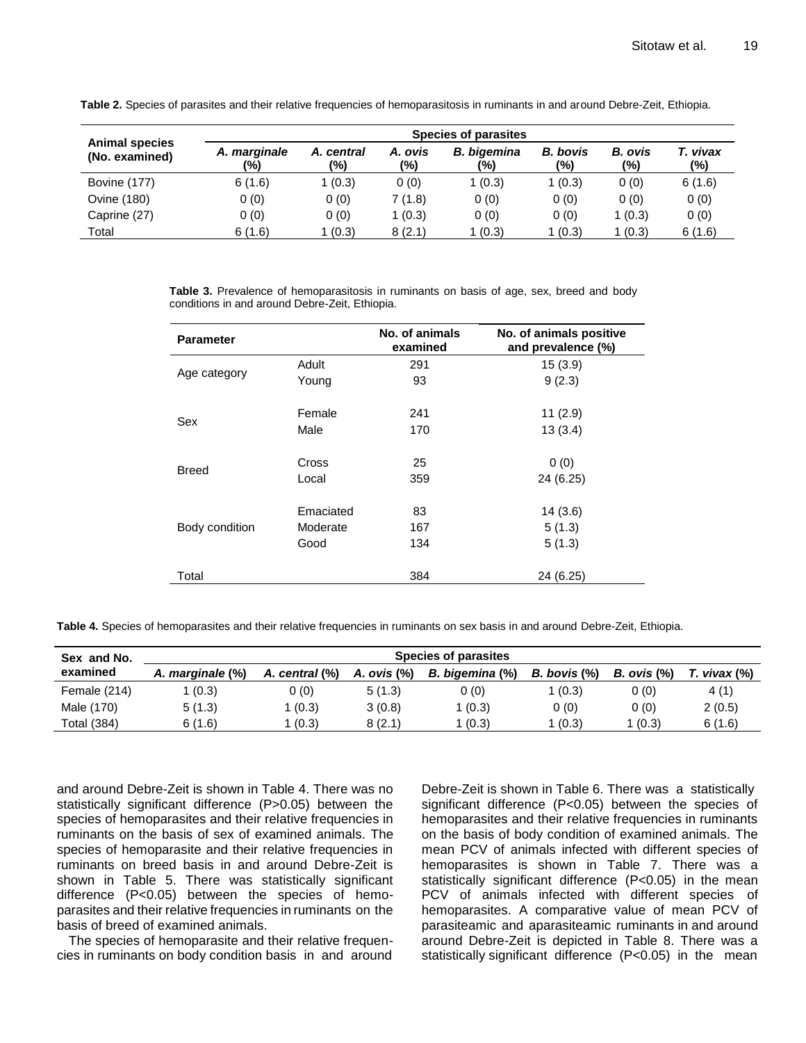**Table 2.** Species of parasites and their relative frequencies of hemoparasitosis in ruminants in and around Debre-Zeit, Ethiopia.

| Animal species (No. examined) | Species of parasites | | | | | | |
|---|---|---|---|---|---|---|---|
| | *A. marginale* (%) | *A. central* (%) | *A. ovis* (%) | *B. bigemina* (%) | *B. bovis* (%) | *B. ovis* (%) | *T. vivax* (%) |
| Bovine (177) | 6 (1.6) | 1 (0.3) | 0 (0) | 1 (0.3) | 1 (0.3) | 0 (0) | 6 (1.6) |
| Ovine (180) | 0 (0) | 0 (0) | 7 (1.8) | 0 (0) | 0 (0) | 0 (0) | 0 (0) |
| Caprine (27) | 0 (0) | 0 (0) | 1 (0.3) | 0 (0) | 0 (0) | 1 (0.3) | 0 (0) |
| Total | 6 (1.6) | 1 (0.3) | 8 (2.1) | 1 (0.3) | 1 (0.3) | 1 (0.3) | 6 (1.6) |

**Table 3.** Prevalence of hemoparasitosis in ruminants on basis of age, sex, breed and body conditions in and around Debre-Zeit, Ethiopia.

| Parameter | | No. of animals examined | No. of animals positive and prevalence (%) |
|---|---|---|---|
| Age category | Adult | 291 | 15 (3.9) |
| | Young | 93 | 9 (2.3) |
| Sex | Female | 241 | 11 (2.9) |
| | Male | 170 | 13 (3.4) |
| Breed | Cross | 25 | 0 (0) |
| | Local | 359 | 24 (6.25) |
| Body condition | Emaciated | 83 | 14 (3.6) |
| | Moderate | 167 | 5 (1.3) |
| | Good | 134 | 5 (1.3) |
| Total | | 384 | 24 (6.25) |

**Table 4.** Species of hemoparasites and their relative frequencies in ruminants on sex basis in and around Debre-Zeit, Ethiopia.

| Sex and No. examined | Species of parasites | | | | | | |
|---|---|---|---|---|---|---|---|
| | *A. marginale* (%) | *A. central* (%) | *A. ovis* (%) | *B. bigemina* (%) | *B. bovis* (%) | *B. ovis* (%) | *T. vivax* (%) |
| Female (214) | 1 (0.3) | 0 (0) | 5 (1.3) | 0 (0) | 1 (0.3) | 0 (0) | 4 (1) |
| Male (170) | 5 (1.3) | 1 (0.3) | 3 (0.8) | 1 (0.3) | 0 (0) | 0 (0) | 2 (0.5) |
| Total (384) | 6 (1.6) | 1 (0.3) | 8 (2.1) | 1 (0.3) | 1 (0.3) | 1 (0.3) | 6 (1.6) |

and around Debre-Zeit is shown in Table 4. There was no statistically significant difference (P>0.05) between the species of hemoparasites and their relative frequencies in ruminants on the basis of sex of examined animals. The species of hemoparasite and their relative frequencies in ruminants on breed basis in and around Debre-Zeit is shown in Table 5. There was statistically significant difference (P<0.05) between the species of hemoparasites and their relative frequencies in ruminants on the basis of breed of examined animals.

The species of hemoparasite and their relative frequencies in ruminants on body condition basis in and around Debre-Zeit is shown in Table 6. There was a statistically significant difference (P<0.05) between the species of hemoparasites and their relative frequencies in ruminants on the basis of body condition of examined animals. The mean PCV of animals infected with different species of hemoparasites is shown in Table 7. There was a statistically significant difference (P<0.05) in the mean PCV of animals infected with different species of hemoparasites. A comparative value of mean PCV of parasiteamic and aparasiteamic ruminants in and around around Debre-Zeit is depicted in Table 8. There was a statistically significant difference (P<0.05) in the mean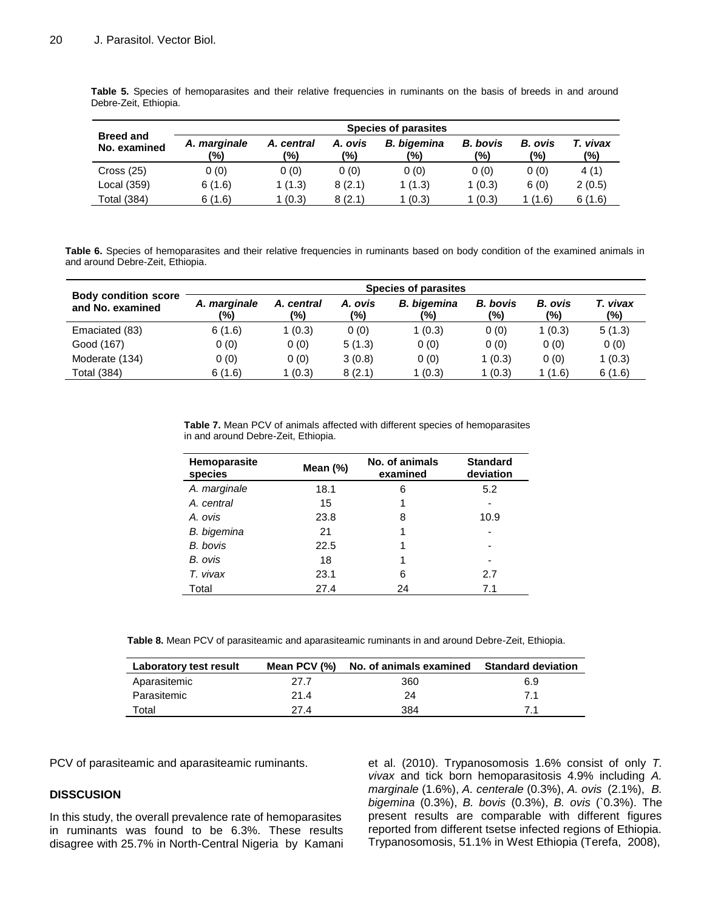**Table 5.** Species of hemoparasites and their relative frequencies in ruminants on the basis of breeds in and around Debre-Zeit, Ethiopia.

| Breed and No. examined | Species of parasites | | | | | | |
|---|---|---|---|---|---|---|---|
| | *A. marginale* (%) | *A. central* (%) | *A. ovis* (%) | *B. bigemina* (%) | *B. bovis* (%) | *B. ovis* (%) | *T. vivax* (%) |
| Cross (25) | 0 (0) | 0 (0) | 0 (0) | 0 (0) | 0 (0) | 0 (0) | 4 (1) |
| Local (359) | 6 (1.6) | 1 (1.3) | 8 (2.1) | 1 (1.3) | 1 (0.3) | 6 (0) | 2 (0.5) |
| Total (384) | 6 (1.6) | 1 (0.3) | 8 (2.1) | 1 (0.3) | 1 (0.3) | 1 (1.6) | 6 (1.6) |

**Table 6.** Species of hemoparasites and their relative frequencies in ruminants based on body condition of the examined animals in and around Debre-Zeit, Ethiopia.

| Body condition score and No. examined | Species of parasites | | | | | | |
|---|---|---|---|---|---|---|---|
| | *A. marginale* (%) | *A. central* (%) | *A. ovis* (%) | *B. bigemina* (%) | *B. bovis* (%) | *B. ovis* (%) | *T. vivax* (%) |
| Emaciated (83) | 6 (1.6) | 1 (0.3) | 0 (0) | 1 (0.3) | 0 (0) | 1 (0.3) | 5 (1.3) |
| Good (167) | 0 (0) | 0 (0) | 5 (1.3) | 0 (0) | 0 (0) | 0 (0) | 0 (0) |
| Moderate (134) | 0 (0) | 0 (0) | 3 (0.8) | 0 (0) | 1 (0.3) | 0 (0) | 1 (0.3) |
| Total (384) | 6 (1.6) | 1 (0.3) | 8 (2.1) | 1 (0.3) | 1 (0.3) | 1 (1.6) | 6 (1.6) |

**Table 7.** Mean PCV of animals affected with different species of hemoparasites in and around Debre-Zeit, Ethiopia.

| Hemoparasite species | Mean (%) | No. of animals examined | Standard deviation |
|---|---|---|---|
| *A. marginale* | 18.1 | 6 | 5.2 |
| *A. central* | 15 | 1 | - |
| *A. ovis* | 23.8 | 8 | 10.9 |
| *B. bigemina* | 21 | 1 | - |
| *B. bovis* | 22.5 | 1 | - |
| *B. ovis* | 18 | 1 | - |
| *T. vivax* | 23.1 | 6 | 2.7 |
| Total | 27.4 | 24 | 7.1 |

**Table 8.** Mean PCV of parasiteamic and aparasiteamic ruminants in and around Debre-Zeit, Ethiopia.

| Laboratory test result | Mean PCV (%) | No. of animals examined | Standard deviation |
|---|---|---|---|
| Aparasitemic | 27.7 | 360 | 6.9 |
| Parasitemic | 21.4 | 24 | 7.1 |
| Total | 27.4 | 384 | 7.1 |

PCV of parasiteamic and aparasiteamic ruminants.

## DISSCUSION

In this study, the overall prevalence rate of hemoparasites in ruminants was found to be 6.3%. These results disagree with 25.7% in North-Central Nigeria by Kamani et al. (2010). Trypanosomosis 1.6% consist of only *T. vivax* and tick born hemoparasitosis 4.9% including *A. marginale* (1.6%), *A. centerale* (0.3%), *A. ovis* (2.1%), *B. bigemina* (0.3%), *B. bovis* (0.3%), *B. ovis* (`0.3%). The present results are comparable with different figures reported from different tsetse infected regions of Ethiopia. Trypanosomosis, 51.1% in West Ethiopia (Terefa, 2008),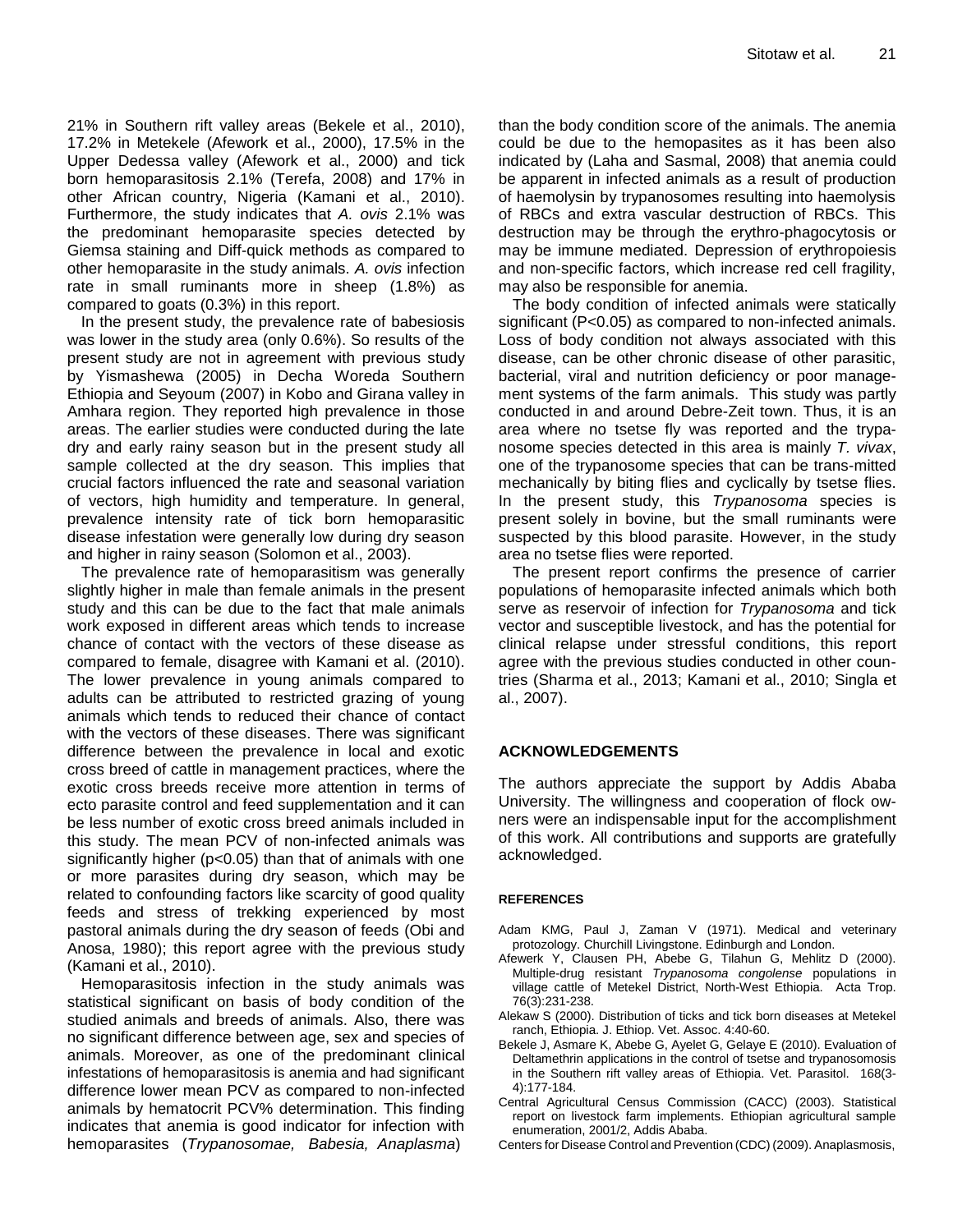21% in Southern rift valley areas (Bekele et al., 2010), 17.2% in Metekele (Afework et al., 2000), 17.5% in the Upper Dedessa valley (Afework et al., 2000) and tick born hemoparasitosis 2.1% (Terefa, 2008) and 17% in other African country, Nigeria (Kamani et al., 2010). Furthermore, the study indicates that *A. ovis* 2.1% was the predominant hemoparasite species detected by Giemsa staining and Diff-quick methods as compared to other hemoparasite in the study animals. *A. ovis* infection rate in small ruminants more in sheep (1.8%) as compared to goats (0.3%) in this report.

In the present study, the prevalence rate of babesiosis was lower in the study area (only 0.6%). So results of the present study are not in agreement with previous study by Yismashewa (2005) in Decha Woreda Southern Ethiopia and Seyoum (2007) in Kobo and Girana valley in Amhara region. They reported high prevalence in those areas. The earlier studies were conducted during the late dry and early rainy season but in the present study all sample collected at the dry season. This implies that crucial factors influenced the rate and seasonal variation of vectors, high humidity and temperature. In general, prevalence intensity rate of tick born hemoparasitic disease infestation were generally low during dry season and higher in rainy season (Solomon et al., 2003).

The prevalence rate of hemoparasitism was generally slightly higher in male than female animals in the present study and this can be due to the fact that male animals work exposed in different areas which tends to increase chance of contact with the vectors of these disease as compared to female, disagree with Kamani et al. (2010). The lower prevalence in young animals compared to adults can be attributed to restricted grazing of young animals which tends to reduced their chance of contact with the vectors of these diseases. There was significant difference between the prevalence in local and exotic cross breed of cattle in management practices, where the exotic cross breeds receive more attention in terms of ecto parasite control and feed supplementation and it can be less number of exotic cross breed animals included in this study. The mean PCV of non-infected animals was significantly higher ($p<0.05$) than that of animals with one or more parasites during dry season, which may be related to confounding factors like scarcity of good quality feeds and stress of trekking experienced by most pastoral animals during the dry season of feeds (Obi and Anosa, 1980); this report agree with the previous study (Kamani et al., 2010).

Hemoparasitosis infection in the study animals was statistical significant on basis of body condition of the studied animals and breeds of animals. Also, there was no significant difference between age, sex and species of animals. Moreover, as one of the predominant clinical infestations of hemoparasitosis is anemia and had significant difference lower mean PCV as compared to non-infected animals by hematocrit PCV% determination. This finding indicates that anemia is good indicator for infection with hemoparasites (*Trypanosomae, Babesia, Anaplasma*) than the body condition score of the animals. The anemia could be due to the hemopasites as it has been also indicated by (Laha and Sasmal, 2008) that anemia could be apparent in infected animals as a result of production of haemolysin by trypanosomes resulting into haemolysis of RBCs and extra vascular destruction of RBCs. This destruction may be through the erythro-phagocytosis or may be immune mediated. Depression of erythropoiesis and non-specific factors, which increase red cell fragility, may also be responsible for anemia.

The body condition of infected animals were statically significant ($P<0.05$) as compared to non-infected animals. Loss of body condition not always associated with this disease, can be other chronic disease of other parasitic, bacterial, viral and nutrition deficiency or poor management systems of the farm animals. This study was partly conducted in and around Debre-Zeit town. Thus, it is an area where no tsetse fly was reported and the trypanosome species detected in this area is mainly *T. vivax*, one of the trypanosome species that can be trans-mitted mechanically by biting flies and cyclically by tsetse flies. In the present study, this *Trypanosoma* species is present solely in bovine, but the small ruminants were suspected by this blood parasite. However, in the study area no tsetse flies were reported.

The present report confirms the presence of carrier populations of hemoparasite infected animals which both serve as reservoir of infection for *Trypanosoma* and tick vector and susceptible livestock, and has the potential for clinical relapse under stressful conditions, this report agree with the previous studies conducted in other countries (Sharma et al., 2013; Kamani et al., 2010; Singla et al., 2007).

## ACKNOWLEDGEMENTS

The authors appreciate the support by Addis Ababa University. The willingness and cooperation of flock owners were an indispensable input for the accomplishment of this work. All contributions and supports are gratefully acknowledged.

## REFERENCES

Adam KMG, Paul J, Zaman V (1971). Medical and veterinary protozology. Churchill Livingstone. Edinburgh and London.

Afewerk Y, Clausen PH, Abebe G, Tilahun G, Mehlitz D (2000). Multiple-drug resistant *Trypanosoma congolense* populations in village cattle of Metekel District, North-West Ethiopia. Acta Trop. 76(3):231-238.

Alekaw S (2000). Distribution of ticks and tick born diseases at Metekel ranch, Ethiopia. J. Ethiop. Vet. Assoc. 4:40-60.

Bekele J, Asmare K, Abebe G, Ayelet G, Gelaye E (2010). Evaluation of Deltamethrin applications in the control of tsetse and trypanosomosis in the Southern rift valley areas of Ethiopia. Vet. Parasitol. 168(3-4):177-184.

Central Agricultural Census Commission (CACC) (2003). Statistical report on livestock farm implements. Ethiopian agricultural sample enumeration, 2001/2, Addis Ababa.

Centers for Disease Control and Prevention (CDC) (2009). Anaplasmosis,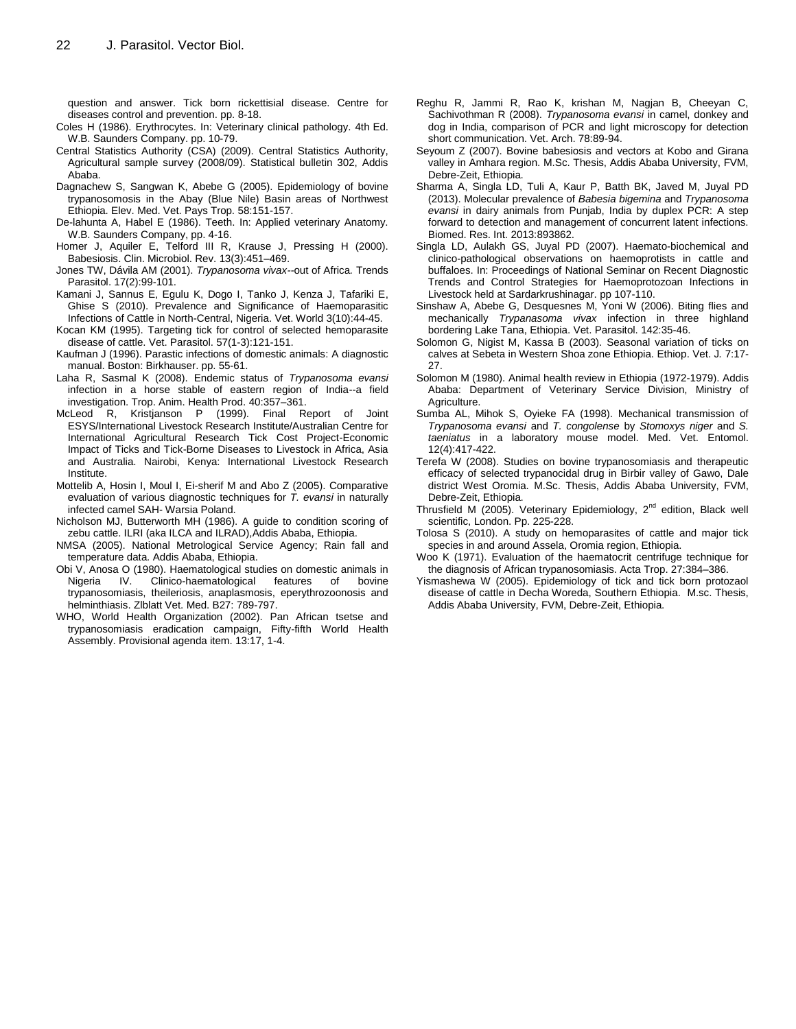question and answer. Tick born rickettisial disease. Centre for diseases control and prevention. pp. 8-18.

Coles H (1986). Erythrocytes. In: Veterinary clinical pathology. 4th Ed. W.B. Saunders Company. pp. 10-79.

Central Statistics Authority (CSA) (2009). Central Statistics Authority, Agricultural sample survey (2008/09). Statistical bulletin 302, Addis Ababa.

Dagnachew S, Sangwan K, Abebe G (2005). Epidemiology of bovine trypanosomosis in the Abay (Blue Nile) Basin areas of Northwest Ethiopia. Elev. Med. Vet. Pays Trop. 58:151-157.

De-lahunta A, Habel E (1986). Teeth. In: Applied veterinary Anatomy. W.B. Saunders Company, pp. 4-16.

Homer J, Aquiler E, Telford III R, Krause J, Pressing H (2000). Babesiosis. Clin. Microbiol. Rev. 13(3):451–469.

Jones TW, Dávila AM (2001). *Trypanosoma vivax*--out of Africa. Trends Parasitol. 17(2):99-101.

Kamani J, Sannus E, Egulu K, Dogo I, Tanko J, Kenza J, Tafariki E, Ghise S (2010). Prevalence and Significance of Haemoparasitic Infections of Cattle in North-Central, Nigeria. Vet. World 3(10):44-45.

Kocan KM (1995). Targeting tick for control of selected hemoparasite disease of cattle. Vet. Parasitol. 57(1-3):121-151.

Kaufman J (1996). Parastic infections of domestic animals: A diagnostic manual. Boston: Birkhauser. pp. 55-61.

Laha R, Sasmal K (2008). Endemic status of *Trypanosoma evansi* infection in a horse stable of eastern region of India--a field investigation. Trop. Anim. Health Prod. 40:357–361.

McLeod R, Kristjanson P (1999). Final Report of Joint ESYS/International Livestock Research Institute/Australian Centre for International Agricultural Research Tick Cost Project-Economic Impact of Ticks and Tick-Borne Diseases to Livestock in Africa, Asia and Australia. Nairobi, Kenya: International Livestock Research Institute.

Mottelib A, Hosin I, Moul I, Ei-sherif M and Abo Z (2005). Comparative evaluation of various diagnostic techniques for *T. evansi* in naturally infected camel SAH- Warsia Poland.

Nicholson MJ, Butterworth MH (1986). A guide to condition scoring of zebu cattle. ILRI (aka ILCA and ILRAD),Addis Ababa, Ethiopia.

NMSA (2005). National Metrological Service Agency; Rain fall and temperature data. Addis Ababa, Ethiopia.

Obi V, Anosa O (1980). Haematological studies on domestic animals in Nigeria IV. Clinico-haematological features of bovine trypanosomiasis, theileriosis, anaplasmosis, eperythrozoonosis and helminthiasis. Zlblatt Vet. Med. B27: 789-797.

WHO, World Health Organization (2002). Pan African tsetse and trypanosomiasis eradication campaign, Fifty-fifth World Health Assembly. Provisional agenda item. 13:17, 1-4.

Reghu R, Jammi R, Rao K, krishan M, Nagjan B, Cheeyan C, Sachivothman R (2008). *Trypanosoma evansi* in camel, donkey and dog in India, comparison of PCR and light microscopy for detection short communication. Vet. Arch. 78:89-94.

Seyoum Z (2007). Bovine babesiosis and vectors at Kobo and Girana valley in Amhara region. M.Sc. Thesis, Addis Ababa University, FVM, Debre-Zeit, Ethiopia.

Sharma A, Singla LD, Tuli A, Kaur P, Batth BK, Javed M, Juyal PD (2013). Molecular prevalence of *Babesia bigemina* and *Trypanosoma evansi* in dairy animals from Punjab, India by duplex PCR: A step forward to detection and management of concurrent latent infections. Biomed. Res. Int. 2013:893862.

Singla LD, Aulakh GS, Juyal PD (2007). Haemato-biochemical and clinico-pathological observations on haemoprotists in cattle and buffaloes. In: Proceedings of National Seminar on Recent Diagnostic Trends and Control Strategies for Haemoprotozoan Infections in Livestock held at Sardarkrushinagar. pp 107-110.

Sinshaw A, Abebe G, Desquesnes M, Yoni W (2006). Biting flies and mechanically *Trypanasoma vivax* infection in three highland bordering Lake Tana, Ethiopia. Vet. Parasitol. 142:35-46.

Solomon G, Nigist M, Kassa B (2003). Seasonal variation of ticks on calves at Sebeta in Western Shoa zone Ethiopia. Ethiop. Vet. J. 7:17-27.

Solomon M (1980). Animal health review in Ethiopia (1972-1979). Addis Ababa: Department of Veterinary Service Division, Ministry of Agriculture.

Sumba AL, Mihok S, Oyieke FA (1998). Mechanical transmission of *Trypanosoma evansi* and *T. congolense* by *Stomoxys niger* and *S. taeniatus* in a laboratory mouse model. Med. Vet. Entomol. 12(4):417-422.

Terefa W (2008). Studies on bovine trypanosomiasis and therapeutic efficacy of selected trypanocidal drug in Birbir valley of Gawo, Dale district West Oromia. M.Sc. Thesis, Addis Ababa University, FVM, Debre-Zeit, Ethiopia.

Thrusfield M (2005). Veterinary Epidemiology, 2nd edition, Black well scientific, London. Pp. 225-228.

Tolosa S (2010). A study on hemoparasites of cattle and major tick species in and around Assela, Oromia region, Ethiopia.

Woo K (1971). Evaluation of the haematocrit centrifuge technique for the diagnosis of African trypanosomiasis. Acta Trop. 27:384–386.

Yismashewa W (2005). Epidemiology of tick and tick born protozaol disease of cattle in Decha Woreda, Southern Ethiopia. M.sc. Thesis, Addis Ababa University, FVM, Debre-Zeit, Ethiopia.